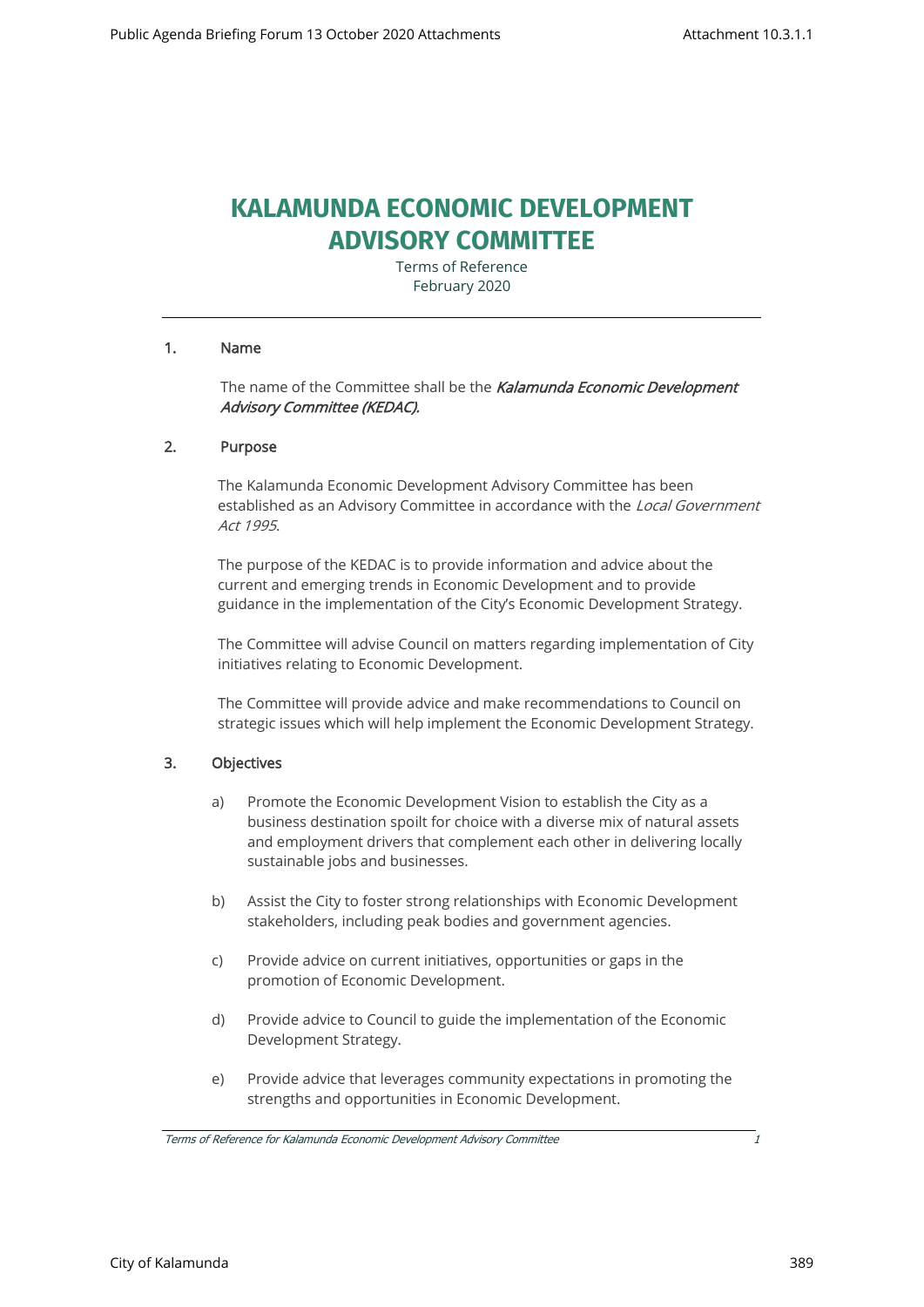# KALAMUNDA ECONOMIC DEVELOPMENT ADVISORY COMMITTEE

Terms of Reference
February 2020

---

## 1. Name

The name of the Committee shall be the ***Kalamunda Economic Development Advisory Committee (KEDAC).***

## 2. Purpose

The Kalamunda Economic Development Advisory Committee has been established as an Advisory Committee in accordance with the *Local Government Act 1995*.

The purpose of the KEDAC is to provide information and advice about the current and emerging trends in Economic Development and to provide guidance in the implementation of the City's Economic Development Strategy.

The Committee will advise Council on matters regarding implementation of City initiatives relating to Economic Development.

The Committee will provide advice and make recommendations to Council on strategic issues which will help implement the Economic Development Strategy.

## 3. Objectives

a) Promote the Economic Development Vision to establish the City as a business destination spoilt for choice with a diverse mix of natural assets and employment drivers that complement each other in delivering locally sustainable jobs and businesses.

b) Assist the City to foster strong relationships with Economic Development stakeholders, including peak bodies and government agencies.

c) Provide advice on current initiatives, opportunities or gaps in the promotion of Economic Development.

d) Provide advice to Council to guide the implementation of the Economic Development Strategy.

e) Provide advice that leverages community expectations in promoting the strengths and opportunities in Economic Development.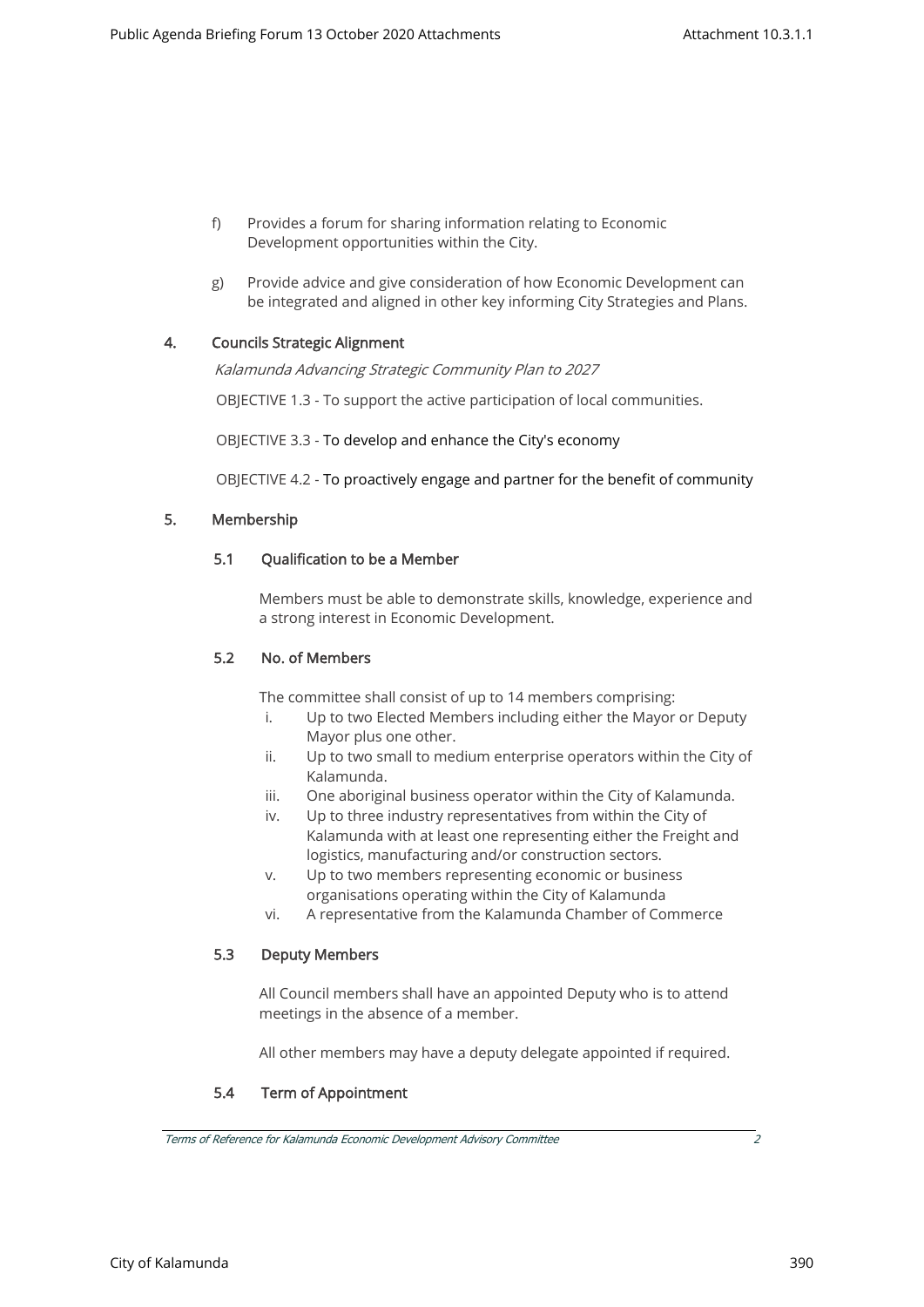f) Provides a forum for sharing information relating to Economic Development opportunities within the City.

g) Provide advice and give consideration of how Economic Development can be integrated and aligned in other key informing City Strategies and Plans.

## 4. Councils Strategic Alignment

*Kalamunda Advancing Strategic Community Plan to 2027*

OBJECTIVE 1.3 - To support the active participation of local communities.

OBJECTIVE 3.3 - To develop and enhance the City's economy

OBJECTIVE 4.2 - To proactively engage and partner for the benefit of community

## 5. Membership

### 5.1 Qualification to be a Member

Members must be able to demonstrate skills, knowledge, experience and a strong interest in Economic Development.

### 5.2 No. of Members

The committee shall consist of up to 14 members comprising:

i. Up to two Elected Members including either the Mayor or Deputy Mayor plus one other.
ii. Up to two small to medium enterprise operators within the City of Kalamunda.
iii. One aboriginal business operator within the City of Kalamunda.
iv. Up to three industry representatives from within the City of Kalamunda with at least one representing either the Freight and logistics, manufacturing and/or construction sectors.
v. Up to two members representing economic or business organisations operating within the City of Kalamunda
vi. A representative from the Kalamunda Chamber of Commerce

### 5.3 Deputy Members

All Council members shall have an appointed Deputy who is to attend meetings in the absence of a member.

All other members may have a deputy delegate appointed if required.

### 5.4 Term of Appointment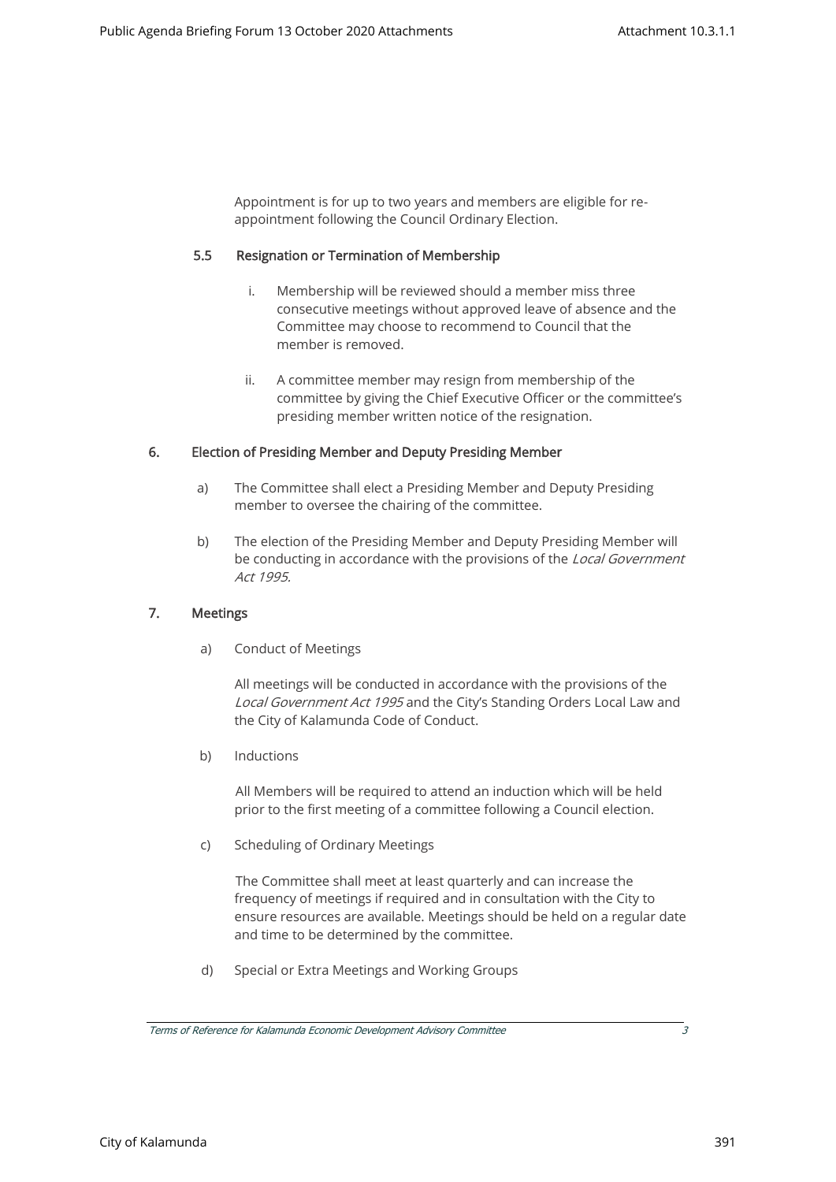Appointment is for up to two years and members are eligible for re-appointment following the Council Ordinary Election.

### 5.5 Resignation or Termination of Membership

i. Membership will be reviewed should a member miss three consecutive meetings without approved leave of absence and the Committee may choose to recommend to Council that the member is removed.

ii. A committee member may resign from membership of the committee by giving the Chief Executive Officer or the committee's presiding member written notice of the resignation.

## 6. Election of Presiding Member and Deputy Presiding Member

a) The Committee shall elect a Presiding Member and Deputy Presiding member to oversee the chairing of the committee.

b) The election of the Presiding Member and Deputy Presiding Member will be conducting in accordance with the provisions of the *Local Government Act 1995.*

## 7. Meetings

a) Conduct of Meetings

All meetings will be conducted in accordance with the provisions of the *Local Government Act 1995* and the City's Standing Orders Local Law and the City of Kalamunda Code of Conduct.

b) Inductions

All Members will be required to attend an induction which will be held prior to the first meeting of a committee following a Council election.

c) Scheduling of Ordinary Meetings

The Committee shall meet at least quarterly and can increase the frequency of meetings if required and in consultation with the City to ensure resources are available. Meetings should be held on a regular date and time to be determined by the committee.

d) Special or Extra Meetings and Working Groups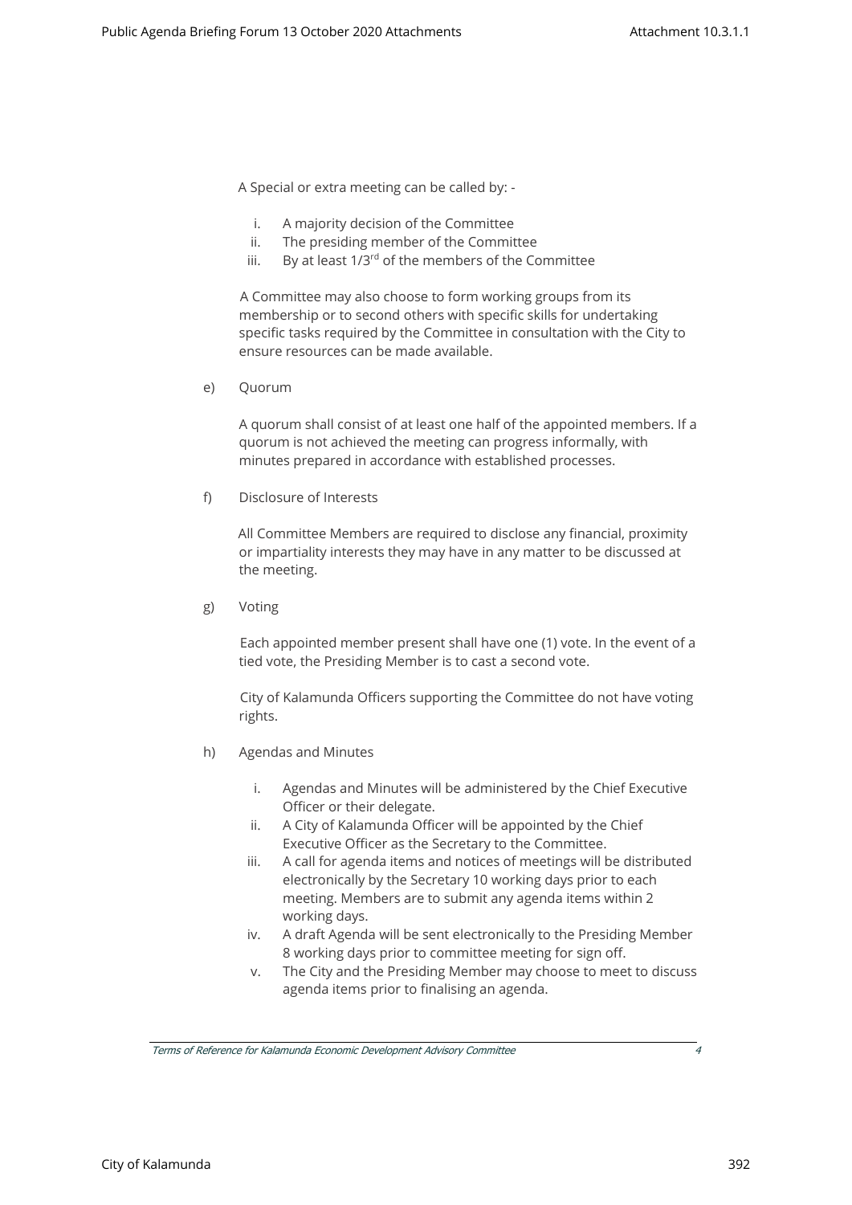A Special or extra meeting can be called by: -

i. A majority decision of the Committee
ii. The presiding member of the Committee
iii. By at least 1/3rd of the members of the Committee

A Committee may also choose to form working groups from its membership or to second others with specific skills for undertaking specific tasks required by the Committee in consultation with the City to ensure resources can be made available.

e) Quorum

A quorum shall consist of at least one half of the appointed members. If a quorum is not achieved the meeting can progress informally, with minutes prepared in accordance with established processes.

f) Disclosure of Interests

All Committee Members are required to disclose any financial, proximity or impartiality interests they may have in any matter to be discussed at the meeting.

g) Voting

Each appointed member present shall have one (1) vote. In the event of a tied vote, the Presiding Member is to cast a second vote.

City of Kalamunda Officers supporting the Committee do not have voting rights.

h) Agendas and Minutes

i. Agendas and Minutes will be administered by the Chief Executive Officer or their delegate.
ii. A City of Kalamunda Officer will be appointed by the Chief Executive Officer as the Secretary to the Committee.
iii. A call for agenda items and notices of meetings will be distributed electronically by the Secretary 10 working days prior to each meeting. Members are to submit any agenda items within 2 working days.
iv. A draft Agenda will be sent electronically to the Presiding Member 8 working days prior to committee meeting for sign off.
v. The City and the Presiding Member may choose to meet to discuss agenda items prior to finalising an agenda.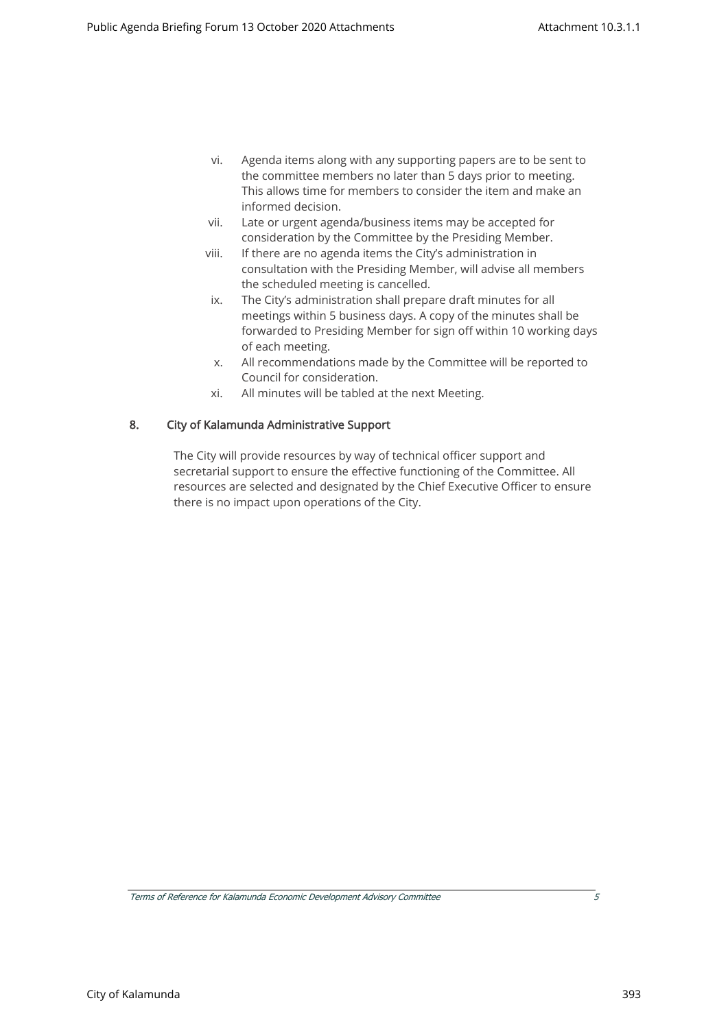vi. Agenda items along with any supporting papers are to be sent to the committee members no later than 5 days prior to meeting. This allows time for members to consider the item and make an informed decision.

vii. Late or urgent agenda/business items may be accepted for consideration by the Committee by the Presiding Member.

viii. If there are no agenda items the City's administration in consultation with the Presiding Member, will advise all members the scheduled meeting is cancelled.

ix. The City's administration shall prepare draft minutes for all meetings within 5 business days. A copy of the minutes shall be forwarded to Presiding Member for sign off within 10 working days of each meeting.

x. All recommendations made by the Committee will be reported to Council for consideration.

xi. All minutes will be tabled at the next Meeting.

## 8. City of Kalamunda Administrative Support

The City will provide resources by way of technical officer support and secretarial support to ensure the effective functioning of the Committee. All resources are selected and designated by the Chief Executive Officer to ensure there is no impact upon operations of the City.